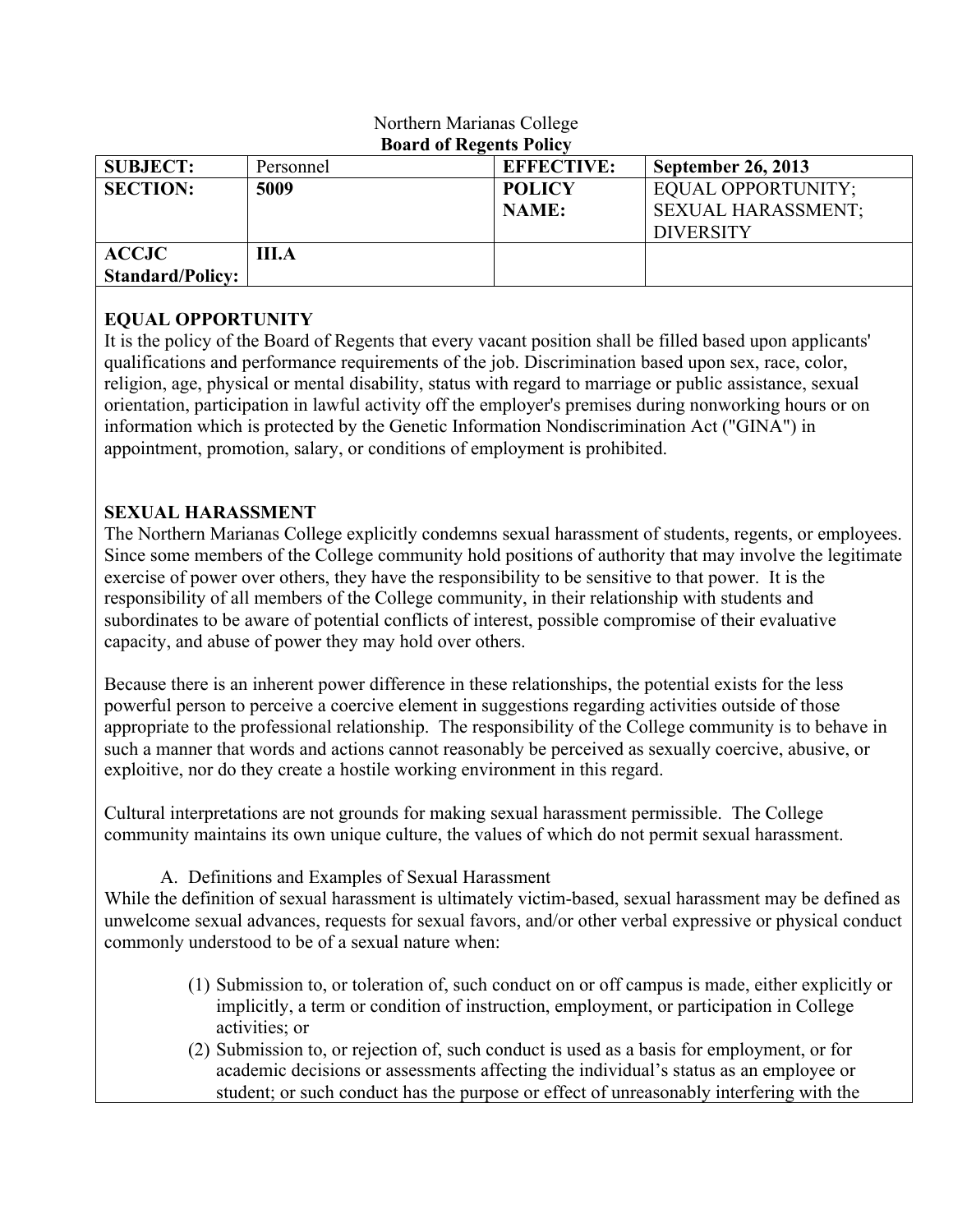Northern Marianas College

**Board of Regents Policy**

| **SUBJECT:** | Personnel | **EFFECTIVE:** | **September 26, 2013** |
|---|---|---|---|
| **SECTION:** | **5009** | **POLICY NAME:** | EQUAL OPPORTUNITY; SEXUAL HARASSMENT; DIVERSITY |
| **ACCJC Standard/Policy:** | **III.A** | | |

## EQUAL OPPORTUNITY

It is the policy of the Board of Regents that every vacant position shall be filled based upon applicants' qualifications and performance requirements of the job. Discrimination based upon sex, race, color, religion, age, physical or mental disability, status with regard to marriage or public assistance, sexual orientation, participation in lawful activity off the employer's premises during nonworking hours or on information which is protected by the Genetic Information Nondiscrimination Act ("GINA") in appointment, promotion, salary, or conditions of employment is prohibited.

## SEXUAL HARASSMENT

The Northern Marianas College explicitly condemns sexual harassment of students, regents, or employees. Since some members of the College community hold positions of authority that may involve the legitimate exercise of power over others, they have the responsibility to be sensitive to that power. It is the responsibility of all members of the College community, in their relationship with students and subordinates to be aware of potential conflicts of interest, possible compromise of their evaluative capacity, and abuse of power they may hold over others.

Because there is an inherent power difference in these relationships, the potential exists for the less powerful person to perceive a coercive element in suggestions regarding activities outside of those appropriate to the professional relationship. The responsibility of the College community is to behave in such a manner that words and actions cannot reasonably be perceived as sexually coercive, abusive, or exploitive, nor do they create a hostile working environment in this regard.

Cultural interpretations are not grounds for making sexual harassment permissible. The College community maintains its own unique culture, the values of which do not permit sexual harassment.

A. Definitions and Examples of Sexual Harassment

While the definition of sexual harassment is ultimately victim-based, sexual harassment may be defined as unwelcome sexual advances, requests for sexual favors, and/or other verbal expressive or physical conduct commonly understood to be of a sexual nature when:

(1) Submission to, or toleration of, such conduct on or off campus is made, either explicitly or implicitly, a term or condition of instruction, employment, or participation in College activities; or

(2) Submission to, or rejection of, such conduct is used as a basis for employment, or for academic decisions or assessments affecting the individual's status as an employee or student; or such conduct has the purpose or effect of unreasonably interfering with the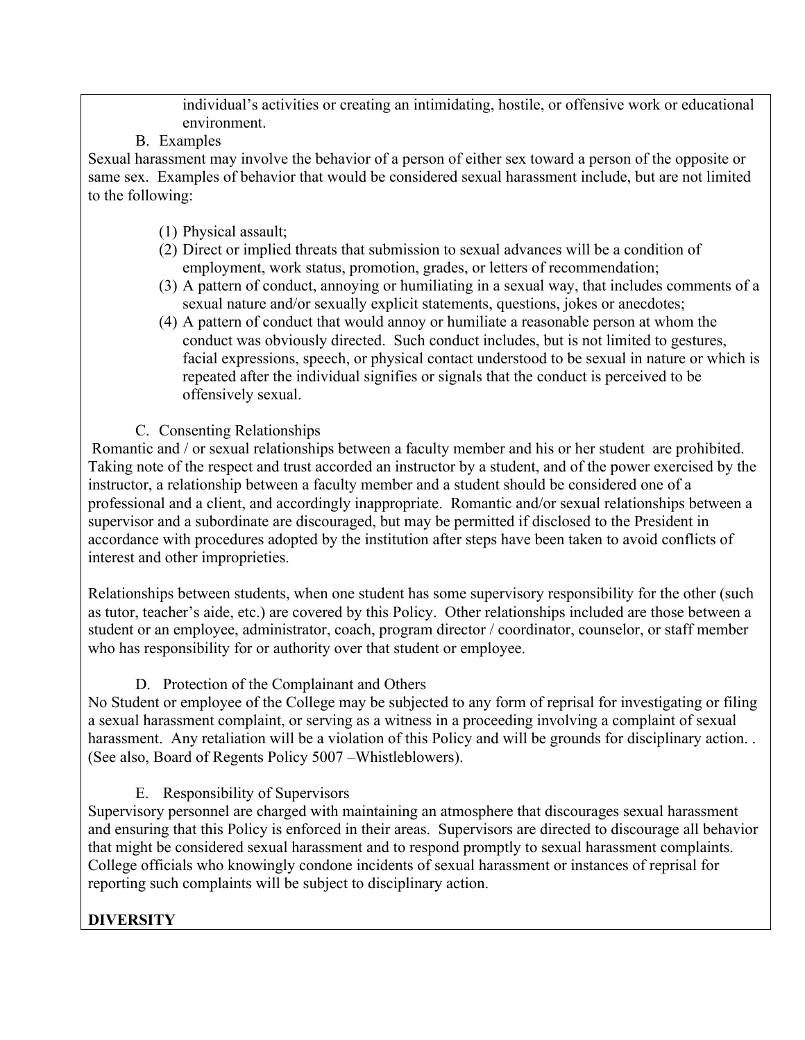individual's activities or creating an intimidating, hostile, or offensive work or educational environment.

B. Examples

Sexual harassment may involve the behavior of a person of either sex toward a person of the opposite or same sex. Examples of behavior that would be considered sexual harassment include, but are not limited to the following:

(1) Physical assault;
(2) Direct or implied threats that submission to sexual advances will be a condition of employment, work status, promotion, grades, or letters of recommendation;
(3) A pattern of conduct, annoying or humiliating in a sexual way, that includes comments of a sexual nature and/or sexually explicit statements, questions, jokes or anecdotes;
(4) A pattern of conduct that would annoy or humiliate a reasonable person at whom the conduct was obviously directed. Such conduct includes, but is not limited to gestures, facial expressions, speech, or physical contact understood to be sexual in nature or which is repeated after the individual signifies or signals that the conduct is perceived to be offensively sexual.

C. Consenting Relationships

Romantic and / or sexual relationships between a faculty member and his or her student are prohibited. Taking note of the respect and trust accorded an instructor by a student, and of the power exercised by the instructor, a relationship between a faculty member and a student should be considered one of a professional and a client, and accordingly inappropriate. Romantic and/or sexual relationships between a supervisor and a subordinate are discouraged, but may be permitted if disclosed to the President in accordance with procedures adopted by the institution after steps have been taken to avoid conflicts of interest and other improprieties.

Relationships between students, when one student has some supervisory responsibility for the other (such as tutor, teacher's aide, etc.) are covered by this Policy. Other relationships included are those between a student or an employee, administrator, coach, program director / coordinator, counselor, or staff member who has responsibility for or authority over that student or employee.

D. Protection of the Complainant and Others

No Student or employee of the College may be subjected to any form of reprisal for investigating or filing a sexual harassment complaint, or serving as a witness in a proceeding involving a complaint of sexual harassment. Any retaliation will be a violation of this Policy and will be grounds for disciplinary action. . (See also, Board of Regents Policy 5007 –Whistleblowers).

E. Responsibility of Supervisors

Supervisory personnel are charged with maintaining an atmosphere that discourages sexual harassment and ensuring that this Policy is enforced in their areas. Supervisors are directed to discourage all behavior that might be considered sexual harassment and to respond promptly to sexual harassment complaints. College officials who knowingly condone incidents of sexual harassment or instances of reprisal for reporting such complaints will be subject to disciplinary action.

**DIVERSITY**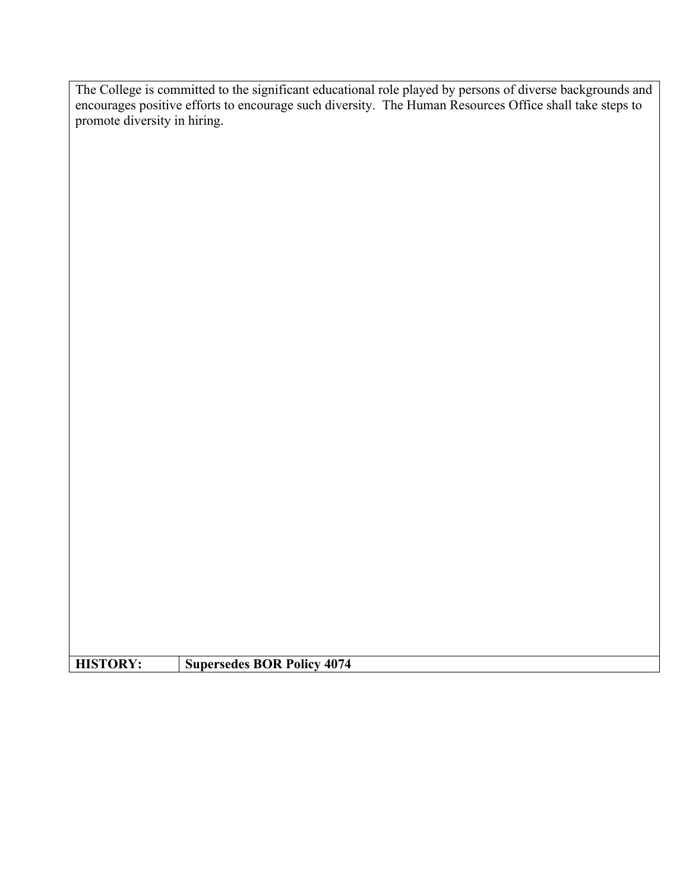The College is committed to the significant educational role played by persons of diverse backgrounds and encourages positive efforts to encourage such diversity. The Human Resources Office shall take steps to promote diversity in hiring.

| | |
|---|---|
| **HISTORY:** | **Supersedes BOR Policy 4074** |